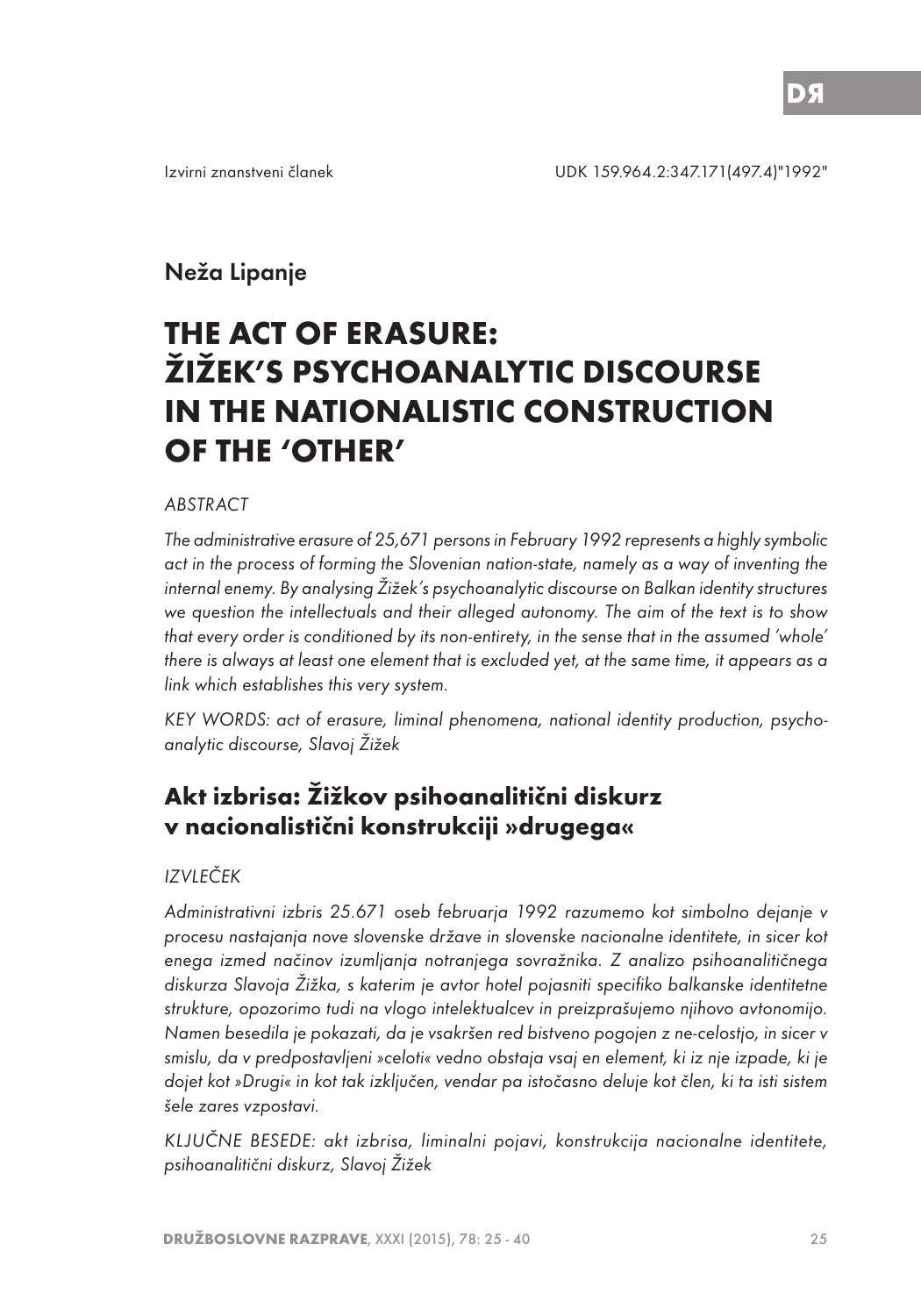Izvirni znanstveni članek UDK 159.964.2:347.171(497.4)"1992"

Neža Lipanje

# THE ACT OF ERASURE: ŽIŽEK'S PSYCHOANALYTIC DISCOURSE IN THE NATIONALISTIC CONSTRUCTION OF THE 'OTHER'

*ABSTRACT*

*The administrative erasure of 25,671 persons in February 1992 represents a highly symbolic act in the process of forming the Slovenian nation-state, namely as a way of inventing the internal enemy. By analysing Žižek's psychoanalytic discourse on Balkan identity structures we question the intellectuals and their alleged autonomy. The aim of the text is to show that every order is conditioned by its non-entirety, in the sense that in the assumed 'whole' there is always at least one element that is excluded yet, at the same time, it appears as a link which establishes this very system.*

*KEY WORDS: act of erasure, liminal phenomena, national identity production, psychoanalytic discourse, Slavoj Žižek*

## Akt izbrisa: Žižkov psihoanalitični diskurz v nacionalistični konstrukciji »drugega«

*IZVLEČEK*

*Administrativni izbris 25.671 oseb februarja 1992 razumemo kot simbolno dejanje v procesu nastajanja nove slovenske države in slovenske nacionalne identitete, in sicer kot enega izmed načinov izumljanja notranjega sovražnika. Z analizo psihoanalitičnega diskurza Slavoja Žižka, s katerim je avtor hotel pojasniti specifiko balkanske identitetne strukture, opozorimo tudi na vlogo intelektualcev in preizprašujemo njihovo avtonomijo. Namen besedila je pokazati, da je vsakršen red bistveno pogojen z ne-celostjo, in sicer v smislu, da v predpostavljeni »celoti« vedno obstaja vsaj en element, ki iz nje izpade, ki je dojet kot »Drugi« in kot tak izključen, vendar pa istočasno deluje kot člen, ki ta isti sistem šele zares vzpostavi.*

*KLJUČNE BESEDE: akt izbrisa, liminalni pojavi, konstrukcija nacionalne identitete, psihoanalitični diskurz, Slavoj Žižek*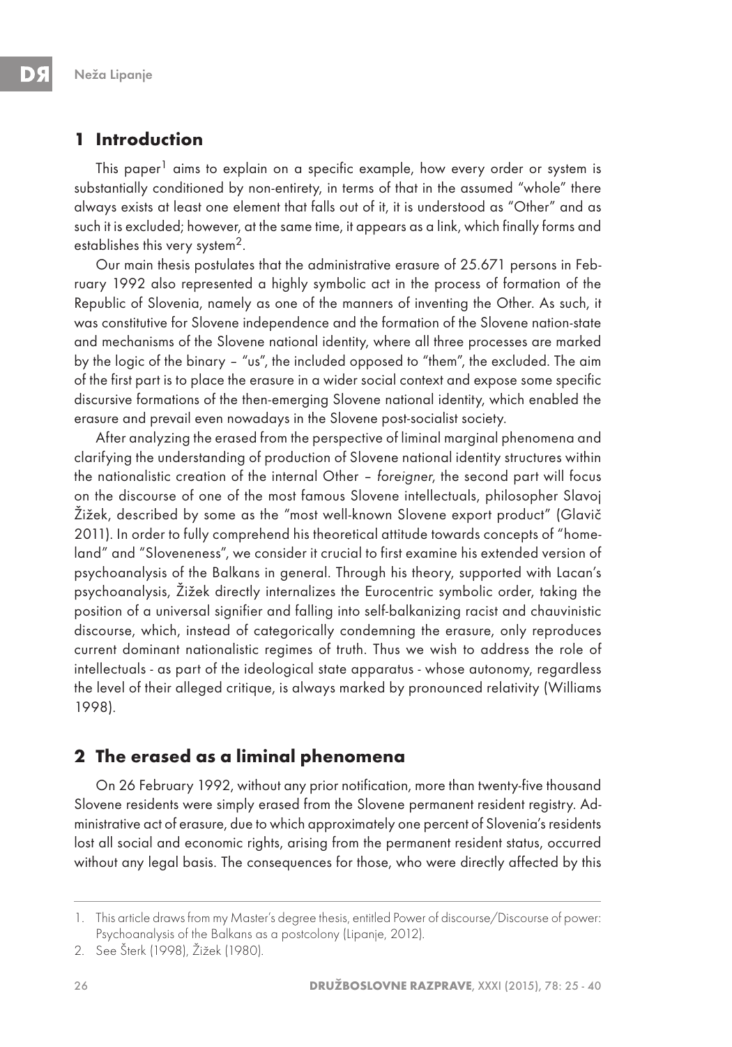## 1 Introduction

This paper[1] aims to explain on a specific example, how every order or system is substantially conditioned by non-entirety, in terms of that in the assumed "whole" there always exists at least one element that falls out of it, it is understood as "Other" and as such it is excluded; however, at the same time, it appears as a link, which finally forms and establishes this very system[2].

Our main thesis postulates that the administrative erasure of 25.671 persons in February 1992 also represented a highly symbolic act in the process of formation of the Republic of Slovenia, namely as one of the manners of inventing the Other. As such, it was constitutive for Slovene independence and the formation of the Slovene nation-state and mechanisms of the Slovene national identity, where all three processes are marked by the logic of the binary – "us", the included opposed to "them", the excluded. The aim of the first part is to place the erasure in a wider social context and expose some specific discursive formations of the then-emerging Slovene national identity, which enabled the erasure and prevail even nowadays in the Slovene post-socialist society.

After analyzing the erased from the perspective of liminal marginal phenomena and clarifying the understanding of production of Slovene national identity structures within the nationalistic creation of the internal Other – *foreigner*, the second part will focus on the discourse of one of the most famous Slovene intellectuals, philosopher Slavoj Žižek, described by some as the "most well-known Slovene export product" (Glavič 2011). In order to fully comprehend his theoretical attitude towards concepts of "homeland" and "Sloveneness", we consider it crucial to first examine his extended version of psychoanalysis of the Balkans in general. Through his theory, supported with Lacan's psychoanalysis, Žižek directly internalizes the Eurocentric symbolic order, taking the position of a universal signifier and falling into self-balkanizing racist and chauvinistic discourse, which, instead of categorically condemning the erasure, only reproduces current dominant nationalistic regimes of truth. Thus we wish to address the role of intellectuals - as part of the ideological state apparatus - whose autonomy, regardless the level of their alleged critique, is always marked by pronounced relativity (Williams 1998).

## 2 The erased as a liminal phenomena

On 26 February 1992, without any prior notification, more than twenty-five thousand Slovene residents were simply erased from the Slovene permanent resident registry. Administrative act of erasure, due to which approximately one percent of Slovenia's residents lost all social and economic rights, arising from the permanent resident status, occurred without any legal basis. The consequences for those, who were directly affected by this

---

1. This article draws from my Master's degree thesis, entitled Power of discourse/Discourse of power: Psychoanalysis of the Balkans as a postcolony (Lipanje, 2012).
2. See Šterk (1998), Žižek (1980).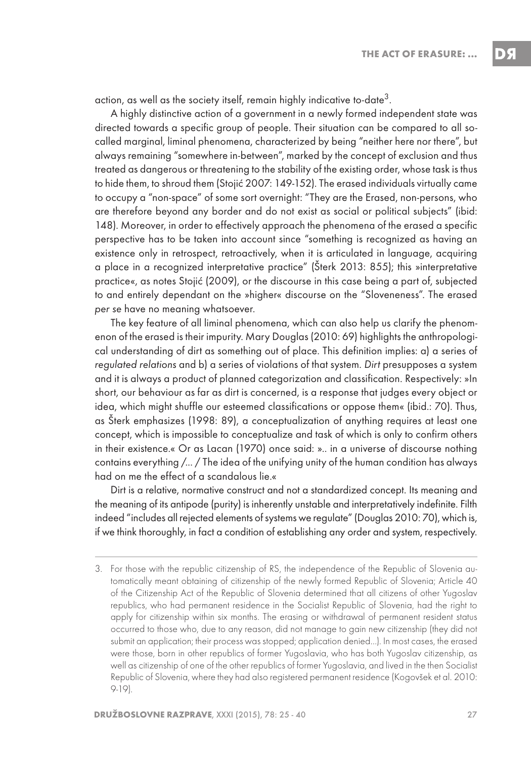action, as well as the society itself, remain highly indicative to-date[3].

A highly distinctive action of a government in a newly formed independent state was directed towards a specific group of people. Their situation can be compared to all so-called marginal, liminal phenomena, characterized by being "neither here nor there", but always remaining "somewhere in-between", marked by the concept of exclusion and thus treated as dangerous or threatening to the stability of the existing order, whose task is thus to hide them, to shroud them (Stojić 2007: 149-152). The erased individuals virtually came to occupy a "non-space" of some sort overnight: "They are the Erased, non-persons, who are therefore beyond any border and do not exist as social or political subjects" (ibid: 148). Moreover, in order to effectively approach the phenomena of the erased a specific perspective has to be taken into account since "something is recognized as having an existence only in retrospect, retroactively, when it is articulated in language, acquiring a place in a recognized interpretative practice" (Šterk 2013: 855); this »interpretative practice«, as notes Stojić (2009), or the discourse in this case being a part of, subjected to and entirely dependant on the »higher« discourse on the "Sloveneness". The erased *per se* have no meaning whatsoever.

The key feature of all liminal phenomena, which can also help us clarify the phenomenon of the erased is their impurity. Mary Douglas (2010: 69) highlights the anthropological understanding of dirt as something out of place. This definition implies: a) a series of *regulated relations* and b) a series of violations of that system. *Dirt* presupposes a system and it is always a product of planned categorization and classification. Respectively: »In short, our behaviour as far as dirt is concerned, is a response that judges every object or idea, which might shuffle our esteemed classifications or oppose them« (ibid.: 70). Thus, as Šterk emphasizes (1998: 89), a conceptualization of anything requires at least one concept, which is impossible to conceptualize and task of which is only to confirm others in their existence.« Or as Lacan (1970) once said: ».. in a universe of discourse nothing contains everything /... / The idea of the unifying unity of the human condition has always had on me the effect of a scandalous lie.«

Dirt is a relative, normative construct and not a standardized concept. Its meaning and the meaning of its antipode (purity) is inherently unstable and interpretatively indefinite. Filth indeed "includes all rejected elements of systems we regulate" (Douglas 2010: 70), which is, if we think thoroughly, in fact a condition of establishing any order and system, respectively.

---

3. For those with the republic citizenship of RS, the independence of the Republic of Slovenia automatically meant obtaining of citizenship of the newly formed Republic of Slovenia; Article 40 of the Citizenship Act of the Republic of Slovenia determined that all citizens of other Yugoslav republics, who had permanent residence in the Socialist Republic of Slovenia, had the right to apply for citizenship within six months. The erasing or withdrawal of permanent resident status occurred to those who, due to any reason, did not manage to gain new citizenship (they did not submit an application; their process was stopped; application denied...). In most cases, the erased were those, born in other republics of former Yugoslavia, who has both Yugoslav citizenship, as well as citizenship of one of the other republics of former Yugoslavia, and lived in the then Socialist Republic of Slovenia, where they had also registered permanent residence (Kogovšek et al. 2010: 9-19).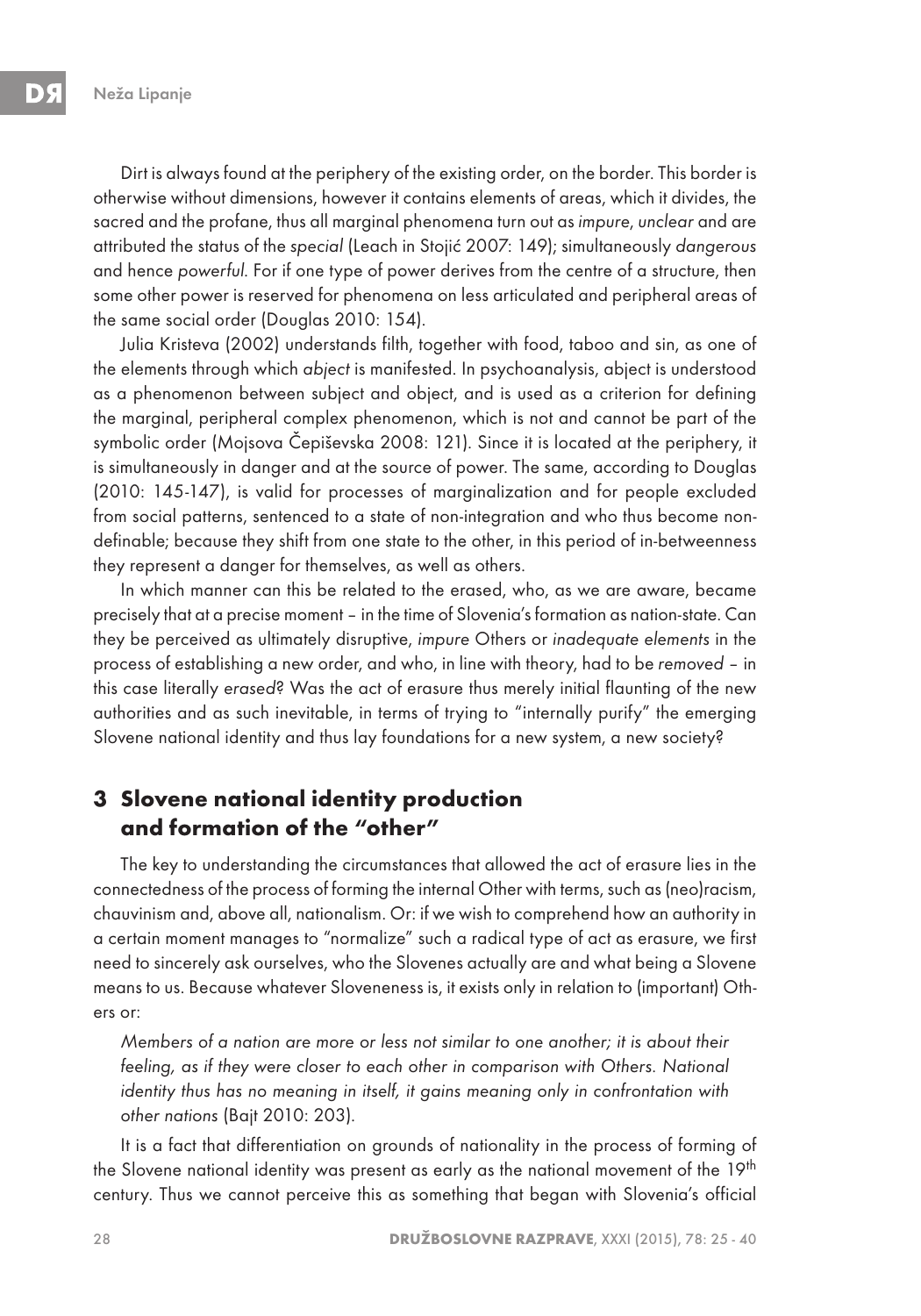Dirt is always found at the periphery of the existing order, on the border. This border is otherwise without dimensions, however it contains elements of areas, which it divides, the sacred and the profane, thus all marginal phenomena turn out as *impure*, *unclear* and are attributed the status of the *special* (Leach in Stojić 2007: 149); simultaneously *dangerous* and hence *powerful*. For if one type of power derives from the centre of a structure, then some other power is reserved for phenomena on less articulated and peripheral areas of the same social order (Douglas 2010: 154).

Julia Kristeva (2002) understands filth, together with food, taboo and sin, as one of the elements through which *abject* is manifested. In psychoanalysis, abject is understood as a phenomenon between subject and object, and is used as a criterion for defining the marginal, peripheral complex phenomenon, which is not and cannot be part of the symbolic order (Mojsova Čepiševska 2008: 121). Since it is located at the periphery, it is simultaneously in danger and at the source of power. The same, according to Douglas (2010: 145-147), is valid for processes of marginalization and for people excluded from social patterns, sentenced to a state of non-integration and who thus become non-definable; because they shift from one state to the other, in this period of in-betweenness they represent a danger for themselves, as well as others.

In which manner can this be related to the erased, who, as we are aware, became precisely that at a precise moment – in the time of Slovenia's formation as nation-state. Can they be perceived as ultimately disruptive, *impure* Others or *inadequate elements* in the process of establishing a new order, and who, in line with theory, had to be *removed* – in this case literally *erased*? Was the act of erasure thus merely initial flaunting of the new authorities and as such inevitable, in terms of trying to "internally purify" the emerging Slovene national identity and thus lay foundations for a new system, a new society?

## 3 Slovene national identity production and formation of the "other"

The key to understanding the circumstances that allowed the act of erasure lies in the connectedness of the process of forming the internal Other with terms, such as (neo)racism, chauvinism and, above all, nationalism. Or: if we wish to comprehend how an authority in a certain moment manages to "normalize" such a radical type of act as erasure, we first need to sincerely ask ourselves, who the Slovenes actually are and what being a Slovene means to us. Because whatever Sloveneness is, it exists only in relation to (important) Others or:

> *Members of a nation are more or less not similar to one another; it is about their feeling, as if they were closer to each other in comparison with Others. National identity thus has no meaning in itself, it gains meaning only in confrontation with other nations* (Bajt 2010: 203).

It is a fact that differentiation on grounds of nationality in the process of forming of the Slovene national identity was present as early as the national movement of the 19th century. Thus we cannot perceive this as something that began with Slovenia's official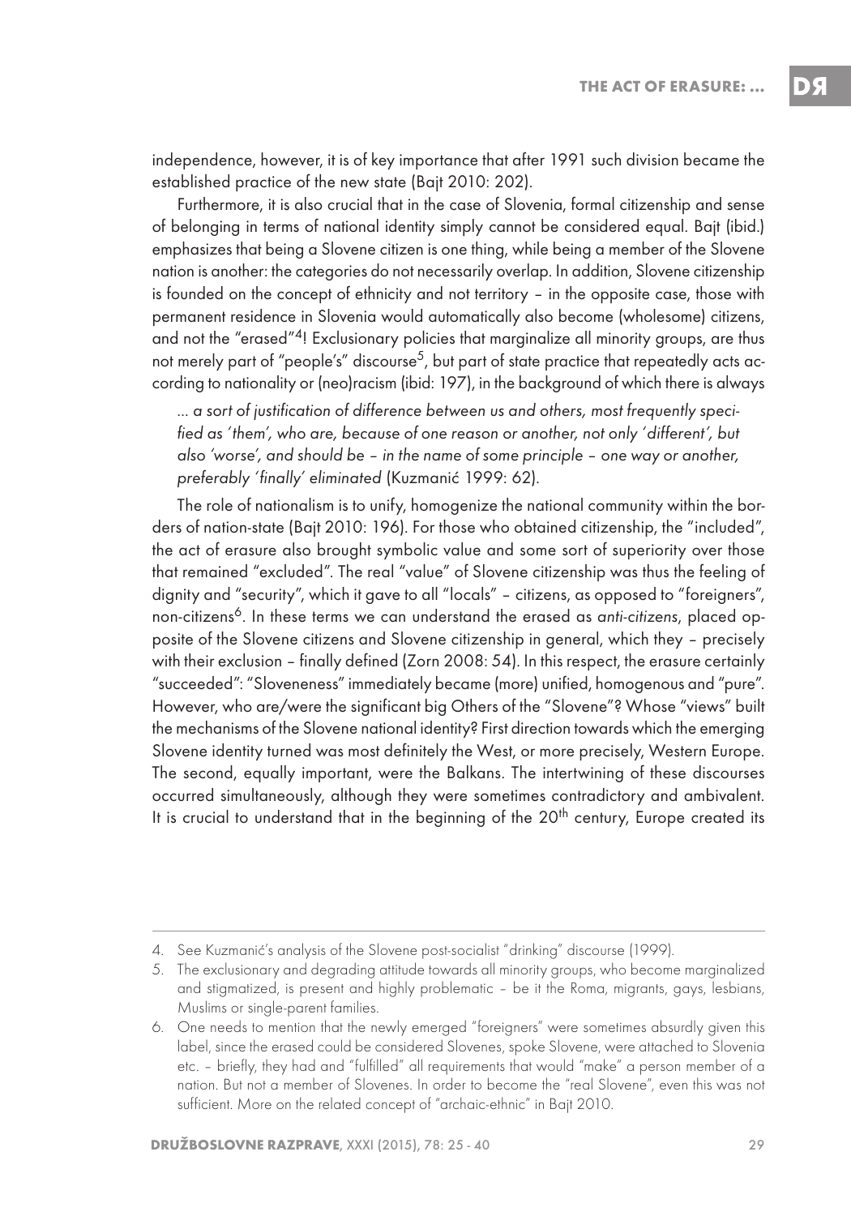independence, however, it is of key importance that after 1991 such division became the established practice of the new state (Bajt 2010: 202).

Furthermore, it is also crucial that in the case of Slovenia, formal citizenship and sense of belonging in terms of national identity simply cannot be considered equal. Bajt (ibid.) emphasizes that being a Slovene citizen is one thing, while being a member of the Slovene nation is another: the categories do not necessarily overlap. In addition, Slovene citizenship is founded on the concept of ethnicity and not territory – in the opposite case, those with permanent residence in Slovenia would automatically also become (wholesome) citizens, and not the "erased"[4]! Exclusionary policies that marginalize all minority groups, are thus not merely part of "people's" discourse[5], but part of state practice that repeatedly acts according to nationality or (neo)racism (ibid: 197), in the background of which there is always

> *... a sort of justification of difference between us and others, most frequently specified as 'them', who are, because of one reason or another, not only 'different', but also 'worse', and should be – in the name of some principle – one way or another, preferably 'finally' eliminated* (Kuzmanić 1999: 62).

The role of nationalism is to unify, homogenize the national community within the borders of nation-state (Bajt 2010: 196). For those who obtained citizenship, the "included", the act of erasure also brought symbolic value and some sort of superiority over those that remained "excluded". The real "value" of Slovene citizenship was thus the feeling of dignity and "security", which it gave to all "locals" – citizens, as opposed to "foreigners", non-citizens[6]. In these terms we can understand the erased as *anti-citizens*, placed opposite of the Slovene citizens and Slovene citizenship in general, which they – precisely with their exclusion – finally defined (Zorn 2008: 54). In this respect, the erasure certainly "succeeded": "Sloveneness" immediately became (more) unified, homogenous and "pure". However, who are/were the significant big Others of the "Slovene"? Whose "views" built the mechanisms of the Slovene national identity? First direction towards which the emerging Slovene identity turned was most definitely the West, or more precisely, Western Europe. The second, equally important, were the Balkans. The intertwining of these discourses occurred simultaneously, although they were sometimes contradictory and ambivalent. It is crucial to understand that in the beginning of the 20th century, Europe created its

---

4. See Kuzmanić's analysis of the Slovene post-socialist "drinking" discourse (1999).
5. The exclusionary and degrading attitude towards all minority groups, who become marginalized and stigmatized, is present and highly problematic – be it the Roma, migrants, gays, lesbians, Muslims or single-parent families.
6. One needs to mention that the newly emerged "foreigners" were sometimes absurdly given this label, since the erased could be considered Slovenes, spoke Slovene, were attached to Slovenia etc. – briefly, they had and "fulfilled" all requirements that would "make" a person member of a nation. But not a member of Slovenes. In order to become the "real Slovene", even this was not sufficient. More on the related concept of "archaic-ethnic" in Bajt 2010.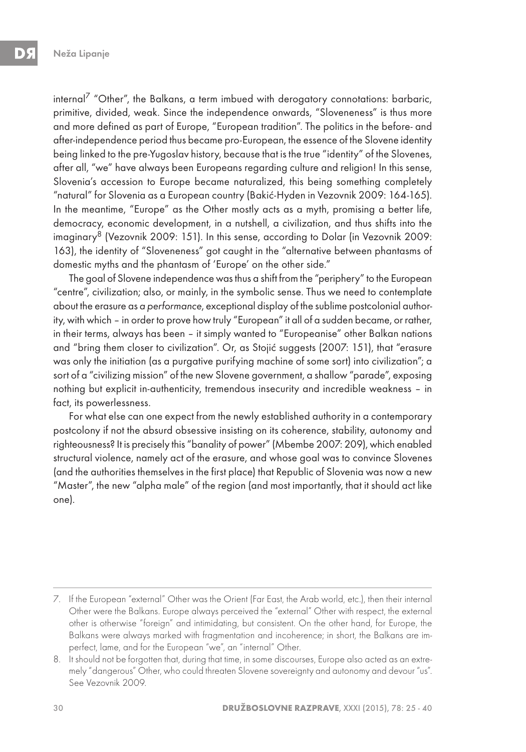internal[7] "Other", the Balkans, a term imbued with derogatory connotations: barbaric, primitive, divided, weak. Since the independence onwards, "Sloveneness" is thus more and more defined as part of Europe, "European tradition". The politics in the before- and after-independence period thus became pro-European, the essence of the Slovene identity being linked to the pre-Yugoslav history, because that is the true "identity" of the Slovenes, after all, "we" have always been Europeans regarding culture and religion! In this sense, Slovenia's accession to Europe became naturalized, this being something completely "natural" for Slovenia as a European country (Bakić-Hyden in Vezovnik 2009: 164-165). In the meantime, "Europe" as the Other mostly acts as a myth, promising a better life, democracy, economic development, in a nutshell, a civilization, and thus shifts into the imaginary[8] (Vezovnik 2009: 151). In this sense, according to Dolar (in Vezovnik 2009: 163), the identity of "Sloveneness" got caught in the "alternative between phantasms of domestic myths and the phantasm of 'Europe' on the other side."

The goal of Slovene independence was thus a shift from the "periphery" to the European "centre", civilization; also, or mainly, in the symbolic sense. Thus we need to contemplate about the erasure as *a performance*, exceptional display of the sublime postcolonial authority, with which – in order to prove how truly "European" it all of a sudden became, or rather, in their terms, always has been – it simply wanted to "Europeanise" other Balkan nations and "bring them closer to civilization". Or, as Stojić suggests (2007: 151), that "erasure was only the initiation (as a purgative purifying machine of some sort) into civilization"; a sort of a "civilizing mission" of the new Slovene government, a shallow "parade", exposing nothing but explicit in-authenticity, tremendous insecurity and incredible weakness – in fact, its powerlessness.

For what else can one expect from the newly established authority in a contemporary postcolony if not the absurd obsessive insisting on its coherence, stability, autonomy and righteousness? It is precisely this "banality of power" (Mbembe 2007: 209), which enabled structural violence, namely act of the erasure, and whose goal was to convince Slovenes (and the authorities themselves in the first place) that Republic of Slovenia was now a new "Master", the new "alpha male" of the region (and most importantly, that it should act like one).

---

7. If the European "external" Other was the Orient (Far East, the Arab world, etc.), then their internal Other were the Balkans. Europe always perceived the "external" Other with respect, the external other is otherwise "foreign" and intimidating, but consistent. On the other hand, for Europe, the Balkans were always marked with fragmentation and incoherence; in short, the Balkans are imperfect, lame, and for the European "we", an "internal" Other.

8. It should not be forgotten that, during that time, in some discourses, Europe also acted as an extremely "dangerous" Other, who could threaten Slovene sovereignty and autonomy and devour "us". See Vezovnik 2009.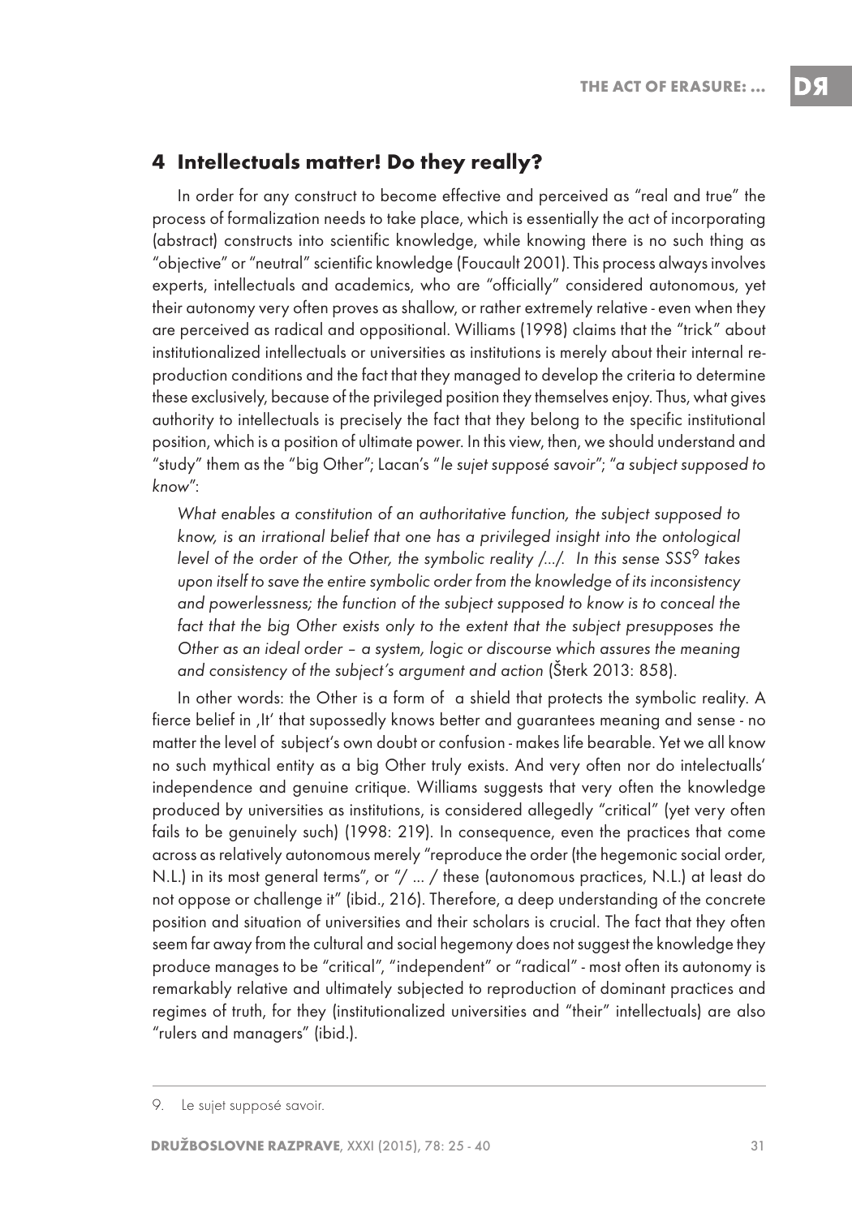## 4 Intellectuals matter! Do they really?

In order for any construct to become effective and perceived as "real and true" the process of formalization needs to take place, which is essentially the act of incorporating (abstract) constructs into scientific knowledge, while knowing there is no such thing as "objective" or "neutral" scientific knowledge (Foucault 2001). This process always involves experts, intellectuals and academics, who are "officially" considered autonomous, yet their autonomy very often proves as shallow, or rather extremely relative - even when they are perceived as radical and oppositional. Williams (1998) claims that the "trick" about institutionalized intellectuals or universities as institutions is merely about their internal reproduction conditions and the fact that they managed to develop the criteria to determine these exclusively, because of the privileged position they themselves enjoy. Thus, what gives authority to intellectuals is precisely the fact that they belong to the specific institutional position, which is a position of ultimate power. In this view, then, we should understand and "study" them as the "big Other"; Lacan's "*le sujet supposé savoir*"; "*a subject supposed to know*":

> *What enables a constitution of an authoritative function, the subject supposed to know, is an irrational belief that one has a privileged insight into the ontological level of the order of the Other, the symbolic reality /.../. In this sense SSS*[9] *takes upon itself to save the entire symbolic order from the knowledge of its inconsistency and powerlessness; the function of the subject supposed to know is to conceal the fact that the big Other exists only to the extent that the subject presupposes the Other as an ideal order – a system, logic or discourse which assures the meaning and consistency of the subject's argument and action* (Šterk 2013: 858).

In other words: the Other is a form of a shield that protects the symbolic reality. A fierce belief in ‚It' that supossedly knows better and guarantees meaning and sense - no matter the level of subject's own doubt or confusion - makes life bearable. Yet we all know no such mythical entity as a big Other truly exists. And very often nor do intelectualls' independence and genuine critique. Williams suggests that very often the knowledge produced by universities as institutions, is considered allegedly "critical" (yet very often fails to be genuinely such) (1998: 219). In consequence, even the practices that come across as relatively autonomous merely "reproduce the order (the hegemonic social order, N.L.) in its most general terms", or "/ ... / these (autonomous practices, N.L.) at least do not oppose or challenge it" (ibid., 216). Therefore, a deep understanding of the concrete position and situation of universities and their scholars is crucial. The fact that they often seem far away from the cultural and social hegemony does not suggest the knowledge they produce manages to be "critical", "independent" or "radical" - most often its autonomy is remarkably relative and ultimately subjected to reproduction of dominant practices and regimes of truth, for they (institutionalized universities and "their" intellectuals) are also "rulers and managers" (ibid.).

---

9. Le sujet supposé savoir.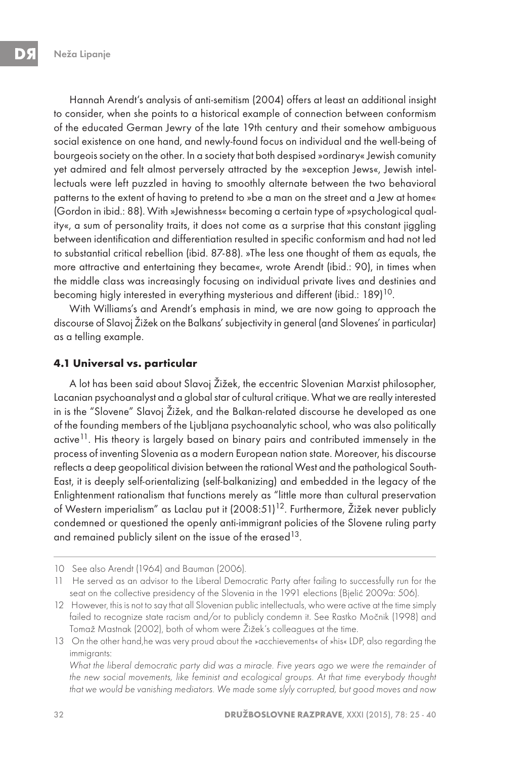Hannah Arendt's analysis of anti-semitism (2004) offers at least an additional insight to consider, when she points to a historical example of connection between conformism of the educated German Jewry of the late 19th century and their somehow ambiguous social existence on one hand, and newly-found focus on individual and the well-being of bourgeois society on the other. In a society that both despised »ordinary« Jewish comunity yet admired and felt almost perversely attracted by the »exception Jews«, Jewish intellectuals were left puzzled in having to smoothly alternate between the two behavioral patterns to the extent of having to pretend to »be a man on the street and a Jew at home« (Gordon in ibid.: 88). With »Jewishness« becoming a certain type of »psychological quality«, a sum of personality traits, it does not come as a surprise that this constant jiggling between identification and differentiation resulted in specific conformism and had not led to substantial critical rebellion (ibid. 87-88). »The less one thought of them as equals, the more attractive and entertaining they became«, wrote Arendt (ibid.: 90), in times when the middle class was increasingly focusing on individual private lives and destinies and becoming higly interested in everything mysterious and different (ibid.: 189)[10].

With Williams's and Arendt's emphasis in mind, we are now going to approach the discourse of Slavoj Žižek on the Balkans' subjectivity in general (and Slovenes' in particular) as a telling example.

### 4.1 Universal vs. particular

A lot has been said about Slavoj Žižek, the eccentric Slovenian Marxist philosopher, Lacanian psychoanalyst and a global star of cultural critique. What we are really interested in is the "Slovene" Slavoj Žižek, and the Balkan-related discourse he developed as one of the founding members of the Ljubljana psychoanalytic school, who was also politically active[11]. His theory is largely based on binary pairs and contributed immensely in the process of inventing Slovenia as a modern European nation state. Moreover, his discourse reflects a deep geopolitical division between the rational West and the pathological South-East, it is deeply self-orientalizing (self-balkanizing) and embedded in the legacy of the Enlightenment rationalism that functions merely as "little more than cultural preservation of Western imperialism" as Laclau put it (2008:51)[12]. Furthermore, Žižek never publicly condemned or questioned the openly anti-immigrant policies of the Slovene ruling party and remained publicly silent on the issue of the erased[13].

---

10 See also Arendt (1964) and Bauman (2006).

11 He served as an advisor to the Liberal Democratic Party after failing to successfully run for the seat on the collective presidency of the Slovenia in the 1991 elections (Bjelić 2009a: 506).

12 However, this is not to say that all Slovenian public intellectuals, who were active at the time simply failed to recognize state racism and/or to publicly condemn it. See Rastko Močnik (1998) and Tomaž Mastnak (2002), both of whom were Žižek's colleagues at the time.

13 On the other hand,he was very proud about the »acchievements« of »his« LDP, also regarding the immigrants:
*What the liberal democratic party did was a miracle. Five years ago we were the remainder of the new social movements, like feminist and ecological groups. At that time everybody thought that we would be vanishing mediators. We made some slyly corrupted, but good moves and now*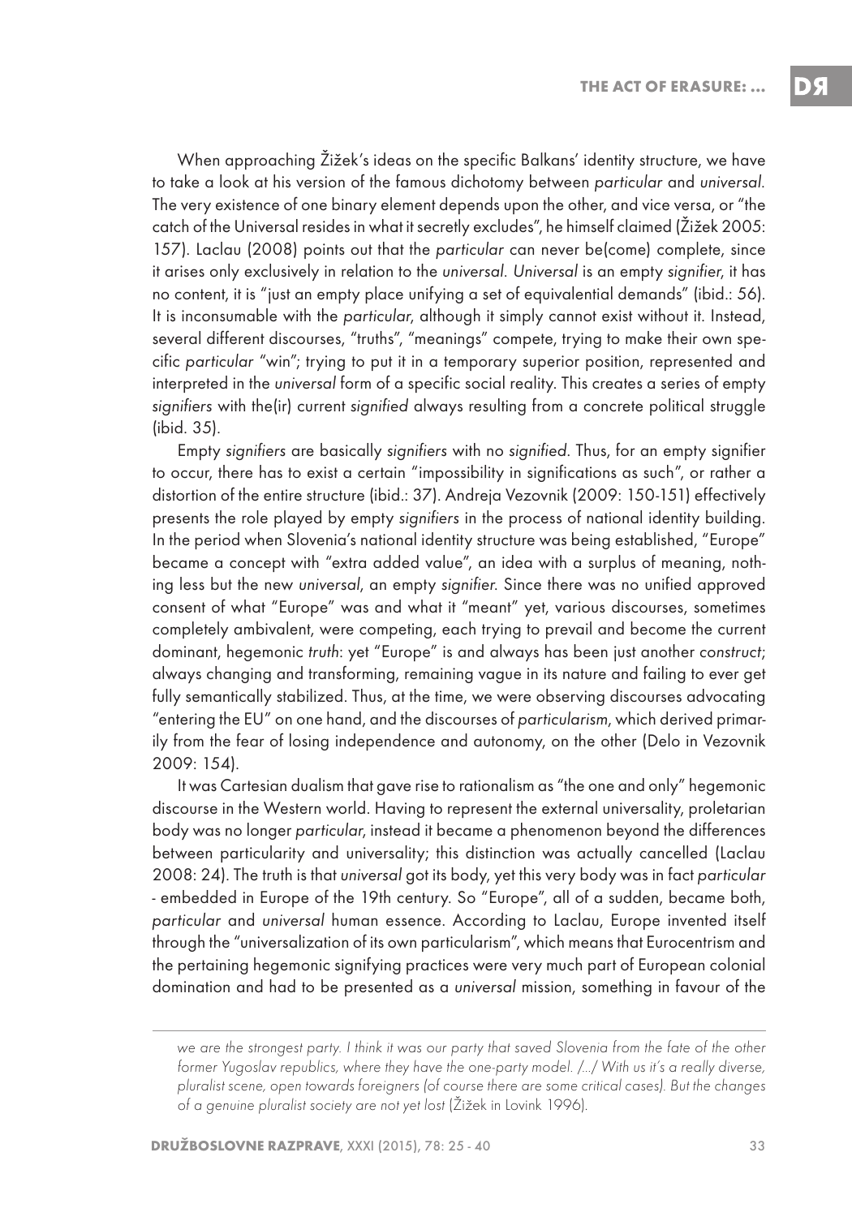When approaching Žižek's ideas on the specific Balkans' identity structure, we have to take a look at his version of the famous dichotomy between *particular* and *universal*. The very existence of one binary element depends upon the other, and vice versa, or "the catch of the Universal resides in what it secretly excludes", he himself claimed (Žižek 2005: 157). Laclau (2008) points out that the *particular* can never be(come) complete, since it arises only exclusively in relation to the *universal*. *Universal* is an empty *signifier*, it has no content, it is "just an empty place unifying a set of equivalential demands" (ibid.: 56). It is inconsumable with the *particular*, although it simply cannot exist without it. Instead, several different discourses, "truths", "meanings" compete, trying to make their own specific *particular* "win"; trying to put it in a temporary superior position, represented and interpreted in the *universal* form of a specific social reality. This creates a series of empty *signifiers* with the(ir) current *signified* always resulting from a concrete political struggle (ibid. 35).

Empty *signifiers* are basically *signifiers* with no *signified*. Thus, for an empty signifier to occur, there has to exist a certain "impossibility in significations as such", or rather a distortion of the entire structure (ibid.: 37). Andreja Vezovnik (2009: 150-151) effectively presents the role played by empty *signifiers* in the process of national identity building. In the period when Slovenia's national identity structure was being established, "Europe" became a concept with "extra added value", an idea with a surplus of meaning, nothing less but the new *universal*, an empty *signifier*. Since there was no unified approved consent of what "Europe" was and what it "meant" yet, various discourses, sometimes completely ambivalent, were competing, each trying to prevail and become the current dominant, hegemonic *truth*: yet "Europe" is and always has been just another *construct*; always changing and transforming, remaining vague in its nature and failing to ever get fully semantically stabilized. Thus, at the time, we were observing discourses advocating "entering the EU" on one hand, and the discourses of *particularism*, which derived primarily from the fear of losing independence and autonomy, on the other (Delo in Vezovnik 2009: 154).

It was Cartesian dualism that gave rise to rationalism as "the one and only" hegemonic discourse in the Western world. Having to represent the external universality, proletarian body was no longer *particular*, instead it became a phenomenon beyond the differences between particularity and universality; this distinction was actually cancelled (Laclau 2008: 24). The truth is that *universal* got its body, yet this very body was in fact *particular* - embedded in Europe of the 19th century. So "Europe", all of a sudden, became both, *particular* and *universal* human essence. According to Laclau, Europe invented itself through the "universalization of its own particularism", which means that Eurocentrism and the pertaining hegemonic signifying practices were very much part of European colonial domination and had to be presented as a *universal* mission, something in favour of the

---

*we are the strongest party. I think it was our party that saved Slovenia from the fate of the other former Yugoslav republics, where they have the one-party model. /.../ With us it's a really diverse, pluralist scene, open towards foreigners (of course there are some critical cases). But the changes of a genuine pluralist society are not yet lost* (Žižek in Lovink 1996).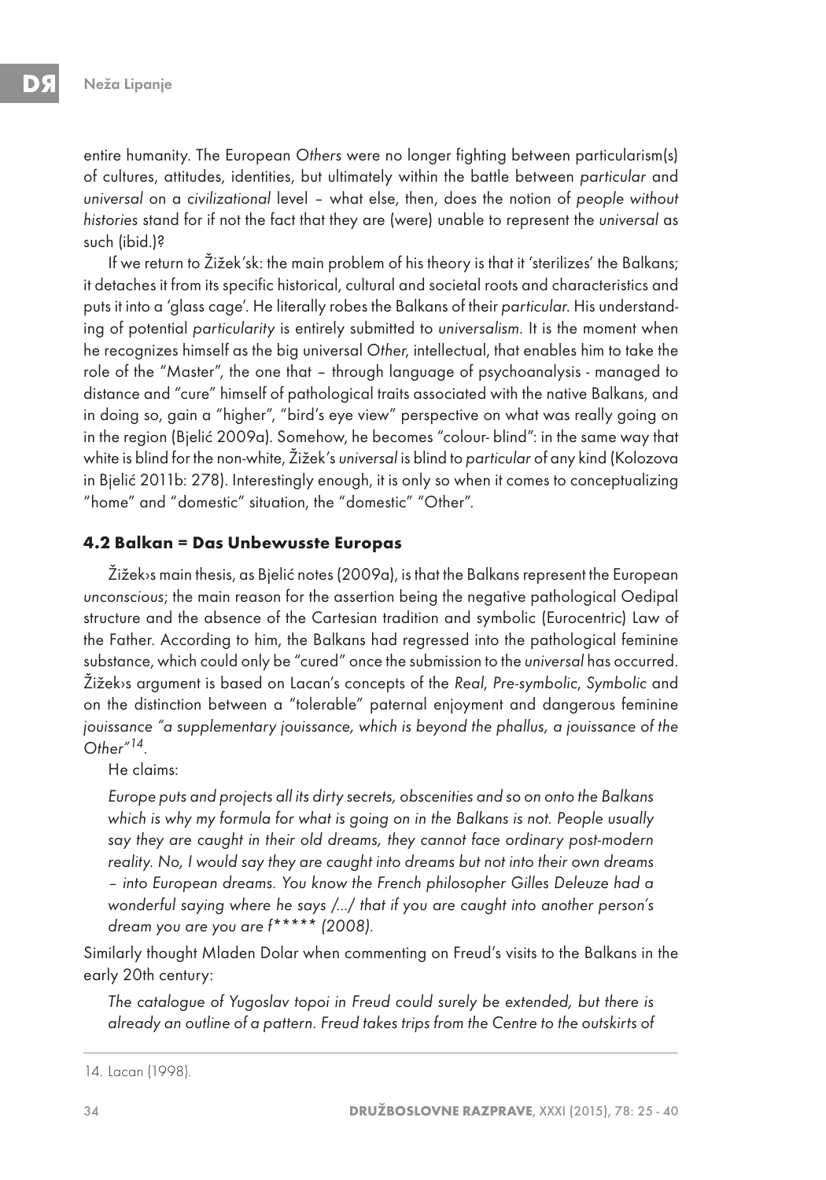entire humanity. The European *Others* were no longer fighting between particularism(s) of cultures, attitudes, identities, but ultimately within the battle between *particular* and *universal* on a *civilizational* level – what else, then, does the notion of *people without histories* stand for if not the fact that they are (were) unable to represent the *universal* as such (ibid.)?

If we return to Žižek'sk: the main problem of his theory is that it 'sterilizes' the Balkans; it detaches it from its specific historical, cultural and societal roots and characteristics and puts it into a 'glass cage'. He literally robes the Balkans of their *particular*. His understanding of potential *particularity* is entirely submitted to *universalism*. It is the moment when he recognizes himself as the big universal *Other*, intellectual, that enables him to take the role of the "Master", the one that – through language of psychoanalysis - managed to distance and "cure" himself of pathological traits associated with the native Balkans, and in doing so, gain a "higher", "bird's eye view" perspective on what was really going on in the region (Bjelić 2009a). Somehow, he becomes "colour- blind": in the same way that white is blind for the non-white, Žižek's *universal* is blind to *particular* of any kind (Kolozova in Bjelić 2011b: 278). Interestingly enough, it is only so when it comes to conceptualizing "home" and "domestic" situation, the "domestic" "Other".

### 4.2 Balkan = Das Unbewusste Europas

Žižek›s main thesis, as Bjelić notes (2009a), is that the Balkans represent the European *unconscious*; the main reason for the assertion being the negative pathological Oedipal structure and the absence of the Cartesian tradition and symbolic (Eurocentric) Law of the Father. According to him, the Balkans had regressed into the pathological feminine substance, which could only be "cured" once the submission to the *universal* has occurred. Žižek›s argument is based on Lacan's concepts of the *Real*, *Pre-symbolic*, *Symbolic* and on the distinction between a "tolerable" paternal enjoyment and dangerous feminine *jouissance "a supplementary jouissance, which is beyond the phallus, a jouissance of the Other"*[14].

He claims:

> *Europe puts and projects all its dirty secrets, obscenities and so on onto the Balkans which is why my formula for what is going on in the Balkans is not. People usually say they are caught in their old dreams, they cannot face ordinary post-modern reality. No, I would say they are caught into dreams but not into their own dreams – into European dreams. You know the French philosopher Gilles Deleuze had a wonderful saying where he says /…/ that if you are caught into another person's dream you are you are f\*\*\*\*\* (2008).*

Similarly thought Mladen Dolar when commenting on Freud's visits to the Balkans in the early 20th century:

> *The catalogue of Yugoslav topoi in Freud could surely be extended, but there is already an outline of a pattern. Freud takes trips from the Centre to the outskirts of*

---

14. Lacan (1998).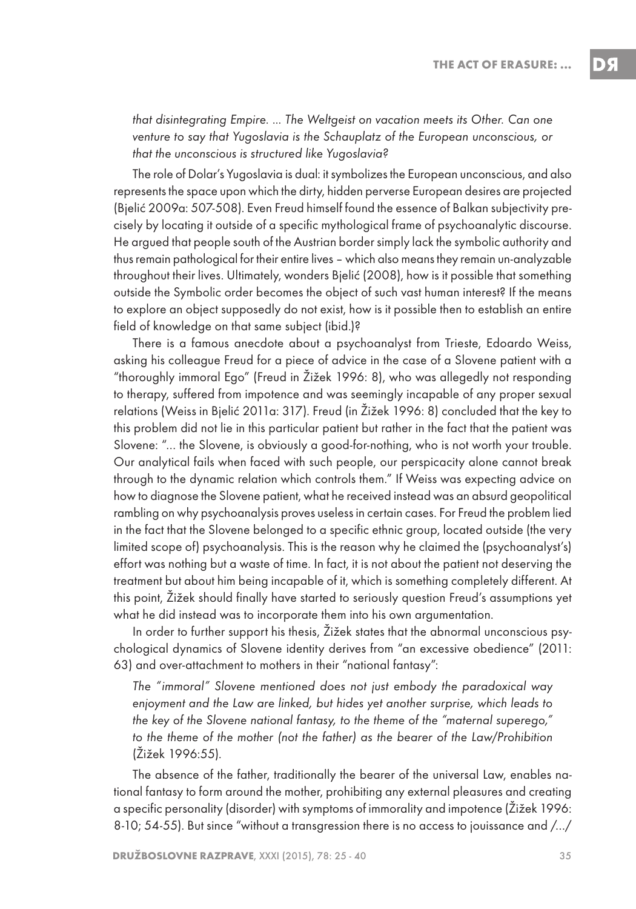*that disintegrating Empire. ... The Weltgeist on vacation meets its Other. Can one venture to say that Yugoslavia is the Schauplatz of the European unconscious, or that the unconscious is structured like Yugoslavia?*

The role of Dolar's Yugoslavia is dual: it symbolizes the European unconscious, and also represents the space upon which the dirty, hidden perverse European desires are projected (Bjelić 2009a: 507-508). Even Freud himself found the essence of Balkan subjectivity precisely by locating it outside of a specific mythological frame of psychoanalytic discourse. He argued that people south of the Austrian border simply lack the symbolic authority and thus remain pathological for their entire lives – which also means they remain un-analyzable throughout their lives. Ultimately, wonders Bjelić (2008), how is it possible that something outside the Symbolic order becomes the object of such vast human interest? If the means to explore an object supposedly do not exist, how is it possible then to establish an entire field of knowledge on that same subject (ibid.)?

There is a famous anecdote about a psychoanalyst from Trieste, Edoardo Weiss, asking his colleague Freud for a piece of advice in the case of a Slovene patient with a "thoroughly immoral Ego" (Freud in Žižek 1996: 8), who was allegedly not responding to therapy, suffered from impotence and was seemingly incapable of any proper sexual relations (Weiss in Bjelić 2011a: 317). Freud (in Žižek 1996: 8) concluded that the key to this problem did not lie in this particular patient but rather in the fact that the patient was Slovene: "... the Slovene, is obviously a good-for-nothing, who is not worth your trouble. Our analytical fails when faced with such people, our perspicacity alone cannot break through to the dynamic relation which controls them." If Weiss was expecting advice on how to diagnose the Slovene patient, what he received instead was an absurd geopolitical rambling on why psychoanalysis proves useless in certain cases. For Freud the problem lied in the fact that the Slovene belonged to a specific ethnic group, located outside (the very limited scope of) psychoanalysis. This is the reason why he claimed the (psychoanalyst's) effort was nothing but a waste of time. In fact, it is not about the patient not deserving the treatment but about him being incapable of it, which is something completely different. At this point, Žižek should finally have started to seriously question Freud's assumptions yet what he did instead was to incorporate them into his own argumentation.

In order to further support his thesis, Žižek states that the abnormal unconscious psychological dynamics of Slovene identity derives from "an excessive obedience" (2011: 63) and over-attachment to mothers in their "national fantasy":

*The "immoral" Slovene mentioned does not just embody the paradoxical way enjoyment and the Law are linked, but hides yet another surprise, which leads to the key of the Slovene national fantasy, to the theme of the "maternal superego," to the theme of the mother (not the father) as the bearer of the Law/Prohibition* (Žižek 1996:55).

The absence of the father, traditionally the bearer of the universal Law, enables national fantasy to form around the mother, prohibiting any external pleasures and creating a specific personality (disorder) with symptoms of immorality and impotence (Žižek 1996: 8-10; 54-55). But since "without a transgression there is no access to jouissance and /.../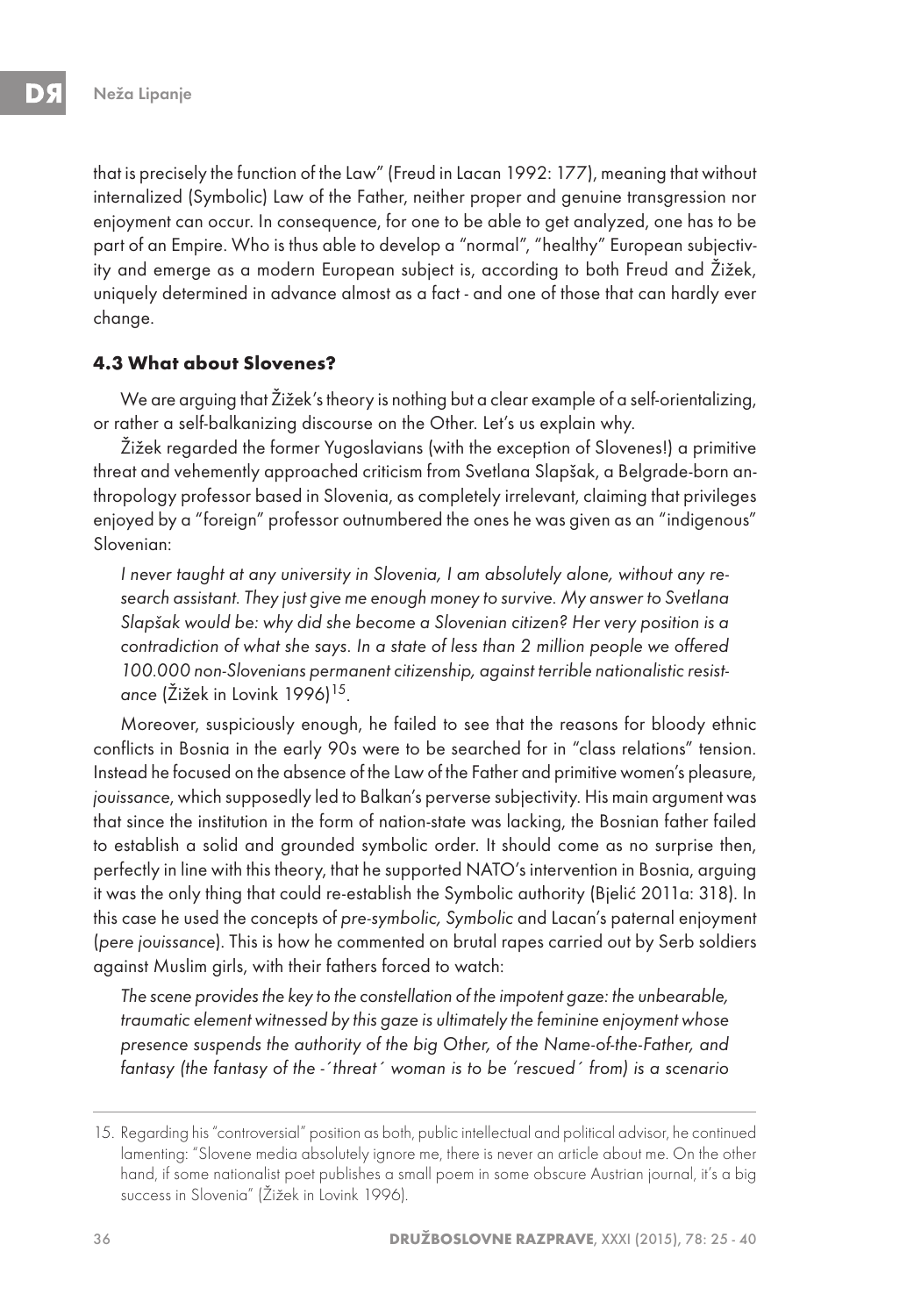that is precisely the function of the Law" (Freud in Lacan 1992: 177), meaning that without internalized (Symbolic) Law of the Father, neither proper and genuine transgression nor enjoyment can occur. In consequence, for one to be able to get analyzed, one has to be part of an Empire. Who is thus able to develop a "normal", "healthy" European subjectivity and emerge as a modern European subject is, according to both Freud and Žižek, uniquely determined in advance almost as a fact - and one of those that can hardly ever change.

### 4.3 What about Slovenes?

We are arguing that Žižek's theory is nothing but a clear example of a self-orientalizing, or rather a self-balkanizing discourse on the Other. Let's us explain why.

Žižek regarded the former Yugoslavians (with the exception of Slovenes!) a primitive threat and vehemently approached criticism from Svetlana Slapšak, a Belgrade-born anthropology professor based in Slovenia, as completely irrelevant, claiming that privileges enjoyed by a "foreign" professor outnumbered the ones he was given as an "indigenous" Slovenian:

> *I never taught at any university in Slovenia, I am absolutely alone, without any research assistant. They just give me enough money to survive. My answer to Svetlana Slapšak would be: why did she become a Slovenian citizen? Her very position is a contradiction of what she says. In a state of less than 2 million people we offered 100.000 non-Slovenians permanent citizenship, against terrible nationalistic resistance* (Žižek in Lovink 1996)[15].

Moreover, suspiciously enough, he failed to see that the reasons for bloody ethnic conflicts in Bosnia in the early 90s were to be searched for in "class relations" tension. Instead he focused on the absence of the Law of the Father and primitive women's pleasure, *jouissance*, which supposedly led to Balkan's perverse subjectivity. His main argument was that since the institution in the form of nation-state was lacking, the Bosnian father failed to establish a solid and grounded symbolic order. It should come as no surprise then, perfectly in line with this theory, that he supported NATO's intervention in Bosnia, arguing it was the only thing that could re-establish the Symbolic authority (Bjelić 2011a: 318). In this case he used the concepts of *pre-symbolic, Symbolic* and Lacan's paternal enjoyment (*pere jouissance*). This is how he commented on brutal rapes carried out by Serb soldiers against Muslim girls, with their fathers forced to watch:

> *The scene provides the key to the constellation of the impotent gaze: the unbearable, traumatic element witnessed by this gaze is ultimately the feminine enjoyment whose presence suspends the authority of the big Other, of the Name-of-the-Father, and fantasy (the fantasy of the -´threat´ woman is to be ´rescued´ from) is a scenario*

15. Regarding his "controversial" position as both, public intellectual and political advisor, he continued lamenting: "Slovene media absolutely ignore me, there is never an article about me. On the other hand, if some nationalist poet publishes a small poem in some obscure Austrian journal, it's a big success in Slovenia" (Žižek in Lovink 1996).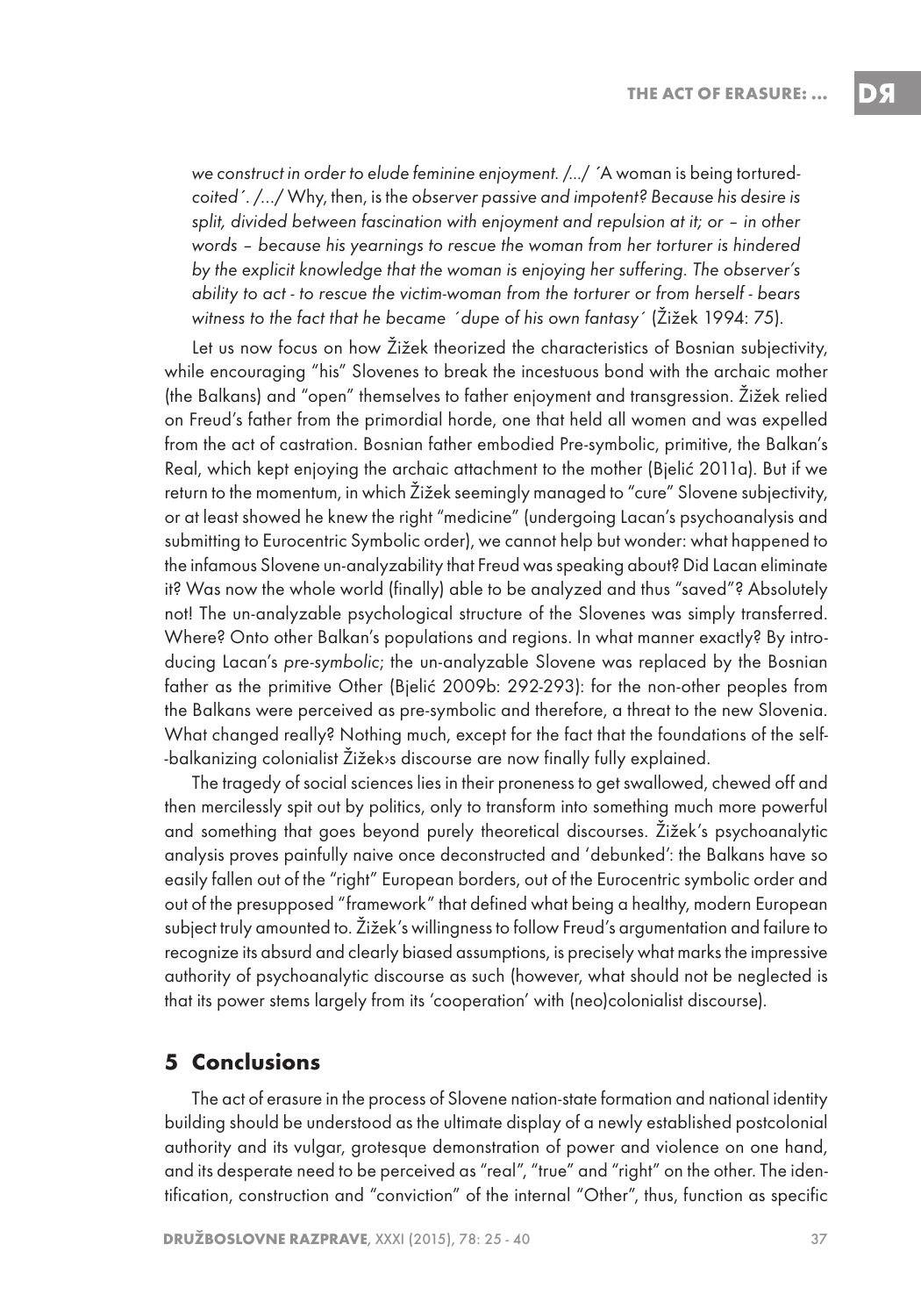*we construct in order to elude feminine enjoyment. /…/ ´*A woman is being tortured-*coited´. /…/* Why, then, is the *observer passive and impotent? Because his desire is split, divided between fascination with enjoyment and repulsion at it;* or *– in other words – because his yearnings to rescue the woman from her torturer is hindered by the explicit knowledge that the woman is enjoying her suffering. The observer's ability to act - to rescue the victim-woman from the torturer or from herself - bears witness to the fact that he became ´dupe of his own fantasy´* (Žižek 1994: 75).

Let us now focus on how Žižek theorized the characteristics of Bosnian subjectivity, while encouraging "his" Slovenes to break the incestuous bond with the archaic mother (the Balkans) and "open" themselves to father enjoyment and transgression. Žižek relied on Freud's father from the primordial horde, one that held all women and was expelled from the act of castration. Bosnian father embodied Pre-symbolic, primitive, the Balkan's Real, which kept enjoying the archaic attachment to the mother (Bjelić 2011a). But if we return to the momentum, in which Žižek seemingly managed to "cure" Slovene subjectivity, or at least showed he knew the right "medicine" (undergoing Lacan's psychoanalysis and submitting to Eurocentric Symbolic order), we cannot help but wonder: what happened to the infamous Slovene un-analyzability that Freud was speaking about? Did Lacan eliminate it? Was now the whole world (finally) able to be analyzed and thus "saved"? Absolutely not! The un-analyzable psychological structure of the Slovenes was simply transferred. Where? Onto other Balkan's populations and regions. In what manner exactly? By introducing Lacan's *pre-symbolic*; the un-analyzable Slovene was replaced by the Bosnian father as the primitive Other (Bjelić 2009b: 292-293): for the non-other peoples from the Balkans were perceived as pre-symbolic and therefore, a threat to the new Slovenia. What changed really? Nothing much, except for the fact that the foundations of the self--balkanizing colonialist Žižek›s discourse are now finally fully explained.

The tragedy of social sciences lies in their proneness to get swallowed, chewed off and then mercilessly spit out by politics, only to transform into something much more powerful and something that goes beyond purely theoretical discourses. Žižek's psychoanalytic analysis proves painfully naive once deconstructed and 'debunked': the Balkans have so easily fallen out of the "right" European borders, out of the Eurocentric symbolic order and out of the presupposed "framework" that defined what being a healthy, modern European subject truly amounted to. Žižek's willingness to follow Freud's argumentation and failure to recognize its absurd and clearly biased assumptions, is precisely what marks the impressive authority of psychoanalytic discourse as such (however, what should not be neglected is that its power stems largely from its 'cooperation' with (neo)colonialist discourse).

## 5 Conclusions

The act of erasure in the process of Slovene nation-state formation and national identity building should be understood as the ultimate display of a newly established postcolonial authority and its vulgar, grotesque demonstration of power and violence on one hand, and its desperate need to be perceived as "real", "true" and "right" on the other. The identification, construction and "conviction" of the internal "Other", thus, function as specific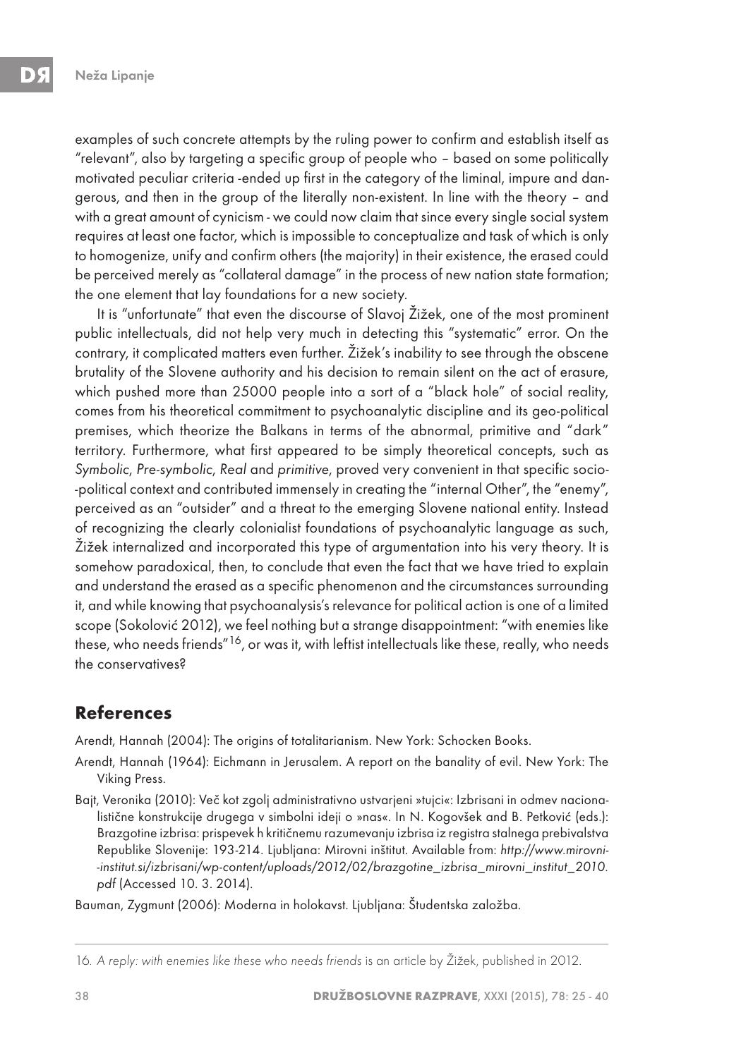examples of such concrete attempts by the ruling power to confirm and establish itself as "relevant", also by targeting a specific group of people who – based on some politically motivated peculiar criteria -ended up first in the category of the liminal, impure and dangerous, and then in the group of the literally non-existent. In line with the theory – and with a great amount of cynicism - we could now claim that since every single social system requires at least one factor, which is impossible to conceptualize and task of which is only to homogenize, unify and confirm others (the majority) in their existence, the erased could be perceived merely as "collateral damage" in the process of new nation state formation; the one element that lay foundations for a new society.

It is "unfortunate" that even the discourse of Slavoj Žižek, one of the most prominent public intellectuals, did not help very much in detecting this "systematic" error. On the contrary, it complicated matters even further. Žižek's inability to see through the obscene brutality of the Slovene authority and his decision to remain silent on the act of erasure, which pushed more than 25000 people into a sort of a "black hole" of social reality, comes from his theoretical commitment to psychoanalytic discipline and its geo-political premises, which theorize the Balkans in terms of the abnormal, primitive and "dark" territory. Furthermore, what first appeared to be simply theoretical concepts, such as *Symbolic*, *Pre-symbolic*, *Real* and *primitive*, proved very convenient in that specific socio-political context and contributed immensely in creating the "internal Other", the "enemy", perceived as an "outsider" and a threat to the emerging Slovene national entity. Instead of recognizing the clearly colonialist foundations of psychoanalytic language as such, Žižek internalized and incorporated this type of argumentation into his very theory. It is somehow paradoxical, then, to conclude that even the fact that we have tried to explain and understand the erased as a specific phenomenon and the circumstances surrounding it, and while knowing that psychoanalysis's relevance for political action is one of a limited scope (Sokolović 2012), we feel nothing but a strange disappointment: "with enemies like these, who needs friends"[16], or was it, with leftist intellectuals like these, really, who needs the conservatives?

## References

Arendt, Hannah (2004): The origins of totalitarianism. New York: Schocken Books.

Arendt, Hannah (1964): Eichmann in Jerusalem. A report on the banality of evil. New York: The Viking Press.

Bajt, Veronika (2010): Več kot zgolj administrativno ustvarjeni »tujci«: Izbrisani in odmev nacionalistične konstrukcije drugega v simbolni ideji o »nas«. In N. Kogovšek and B. Petković (eds.): Brazgotine izbrisa: prispevek h kritičnemu razumevanju izbrisa iz registra stalnega prebivalstva Republike Slovenije: 193-214. Ljubljana: Mirovni inštitut. Available from: *http://www.mirovni-institut.si/izbrisani/wp-content/uploads/2012/02/brazgotine_izbrisa_mirovni_institut_2010.pdf* (Accessed 10. 3. 2014).

Bauman, Zygmunt (2006): Moderna in holokavst. Ljubljana: Študentska založba.

---

16. *A reply: with enemies like these who needs friends* is an article by Žižek, published in 2012.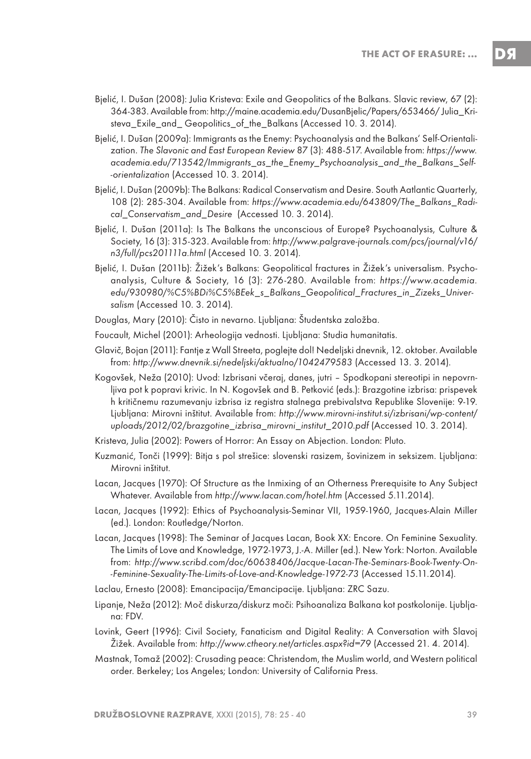Bjelić, I. Dušan (2008): Julia Kristeva: Exile and Geopolitics of the Balkans. Slavic review, 67 (2): 364-383. Available from: http://maine.academia.edu/DusanBjelic/Papers/653466/ Julia_Kristeva_Exile_and_ Geopolitics_of_the_Balkans (Accessed 10. 3. 2014).

Bjelić, I. Dušan (2009a): Immigrants as the Enemy: Psychoanalysis and the Balkans' Self-Orientalization. *The Slavonic and East European Review* 87 (3): 488-517. Available from: *https://www.academia.edu/713542/Immigrants_as_the_Enemy_Psychoanalysis_and_the_Balkans_Self--orientalization* (Accessed 10. 3. 2014).

Bjelić, I. Dušan (2009b): The Balkans: Radical Conservatism and Desire. South Aatlantic Quarterly, 108 (2): 285-304. Available from: *https://www.academia.edu/643809/The_Balkans_Radical_Conservatism_and_Desire* (Accessed 10. 3. 2014).

Bjelić, I. Dušan (2011a): Is The Balkans the unconscious of Europe? Psychoanalysis, Culture & Society, 16 (3): 315-323. Available from: *http://www.palgrave-journals.com/pcs/journal/v16/n3/full/pcs201111a.html* (Accesed 10. 3. 2014).

Bjelić, I. Dušan (2011b): Žižek's Balkans: Geopolitical fractures in Žižek's universalism. Psychoanalysis, Culture & Society, 16 (3): 276-280. Available from: *https://www.academia.edu/930980/%C5%BDi%C5%BEek_s_Balkans_Geopolitical_Fractures_in_Zizeks_Universalism* (Accessed 10. 3. 2014).

Douglas, Mary (2010): Čisto in nevarno. Ljubljana: Študentska založba.

Foucault, Michel (2001): Arheologija vednosti. Ljubljana: Studia humanitatis.

Glavič, Bojan (2011): Fantje z Wall Streeta, poglejte dol! Nedeljski dnevnik, 12. oktober. Available from: *http://www.dnevnik.si/nedeljski/aktualno/1042479583* (Accessed 13. 3. 2014).

Kogovšek, Neža (2010): Uvod: Izbrisani včeraj, danes, jutri – Spodkopani stereotipi in nepovrnljiva pot k popravi krivic. In N. Kogovšek and B. Petković (eds.): Brazgotine izbrisa: prispevek h kritičnemu razumevanju izbrisa iz registra stalnega prebivalstva Republike Slovenije: 9-19. Ljubljana: Mirovni inštitut. Available from: *http://www.mirovni-institut.si/izbrisani/wp-content/uploads/2012/02/brazgotine_izbrisa_mirovni_institut_2010.pdf* (Accessed 10. 3. 2014).

Kristeva, Julia (2002): Powers of Horror: An Essay on Abjection. London: Pluto.

Kuzmanić, Tonči (1999): Bitja s pol strešice: slovenski rasizem, šovinizem in seksizem. Ljubljana: Mirovni inštitut.

Lacan, Jacques (1970): Of Structure as the Inmixing of an Otherness Prerequisite to Any Subject Whatever. Available from *http://www.lacan.com/hotel.htm* (Accessed 5.11.2014).

Lacan, Jacques (1992): Ethics of Psychoanalysis-Seminar VII, 1959-1960, Jacques-Alain Miller (ed.). London: Routledge/Norton.

Lacan, Jacques (1998): The Seminar of Jacques Lacan, Book XX: Encore. On Feminine Sexuality. The Limits of Love and Knowledge, 1972-1973, J.-A. Miller (ed.). New York: Norton. Available from: *http://www.scribd.com/doc/60638406/Jacque-Lacan-The-Seminars-Book-Twenty-On--Feminine-Sexuality-The-Limits-of-Love-and-Knowledge-1972-73* (Accessed 15.11.2014).

Laclau, Ernesto (2008): Emancipacija/Emancipacije. Ljubljana: ZRC Sazu.

Lipanje, Neža (2012): Moč diskurza/diskurz moči: Psihoanaliza Balkana kot postkolonije. Ljubljana: FDV.

Lovink, Geert (1996): Civil Society, Fanaticism and Digital Reality: A Conversation with Slavoj Žižek. Available from: *http://www.ctheory.net/articles.aspx?id=79* (Accessed 21. 4. 2014).

Mastnak, Tomaž (2002): Crusading peace: Christendom, the Muslim world, and Western political order. Berkeley; Los Angeles; London: University of California Press.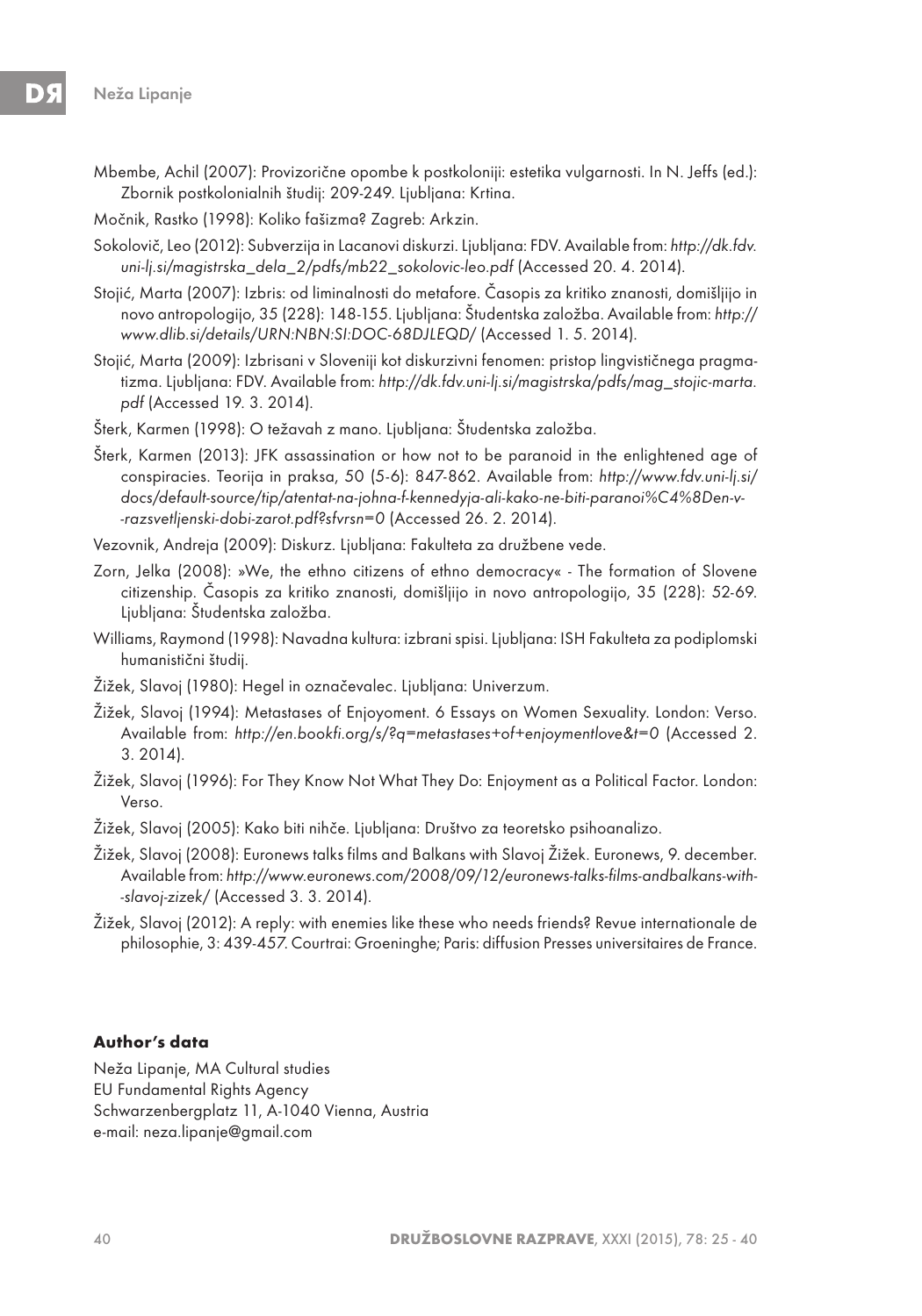Mbembe, Achil (2007): Provizorične opombe k postkoloniji: estetika vulgarnosti. In N. Jeffs (ed.): Zbornik postkolonialnih študij: 209-249. Ljubljana: Krtina.

Močnik, Rastko (1998): Koliko fašizma? Zagreb: Arkzin.

Sokolovič, Leo (2012): Subverzija in Lacanovi diskurzi. Ljubljana: FDV. Available from: *http://dk.fdv.uni-lj.si/magistrska_dela_2/pdfs/mb22_sokolovic-leo.pdf* (Accessed 20. 4. 2014).

Stojić, Marta (2007): Izbris: od liminalnosti do metafore. Časopis za kritiko znanosti, domišljijo in novo antropologijo, 35 (228): 148-155. Ljubljana: Študentska založba. Available from: *http://www.dlib.si/details/URN:NBN:SI:DOC-68DJLEQD/* (Accessed 1. 5. 2014).

Stojić, Marta (2009): Izbrisani v Sloveniji kot diskurzivni fenomen: pristop lingvističnega pragmatizma. Ljubljana: FDV. Available from: *http://dk.fdv.uni-lj.si/magistrska/pdfs/mag_stojic-marta.pdf* (Accessed 19. 3. 2014).

Šterk, Karmen (1998): O težavah z mano. Ljubljana: Študentska založba.

Šterk, Karmen (2013): JFK assassination or how not to be paranoid in the enlightened age of conspiracies. Teorija in praksa, 50 (5-6): 847-862. Available from: *http://www.fdv.uni-lj.si/docs/default-source/tip/atentat-na-johna-f-kennedyja-ali-kako-ne-biti-paranoi%C4%8Den-v--razsvetljenski-dobi-zarot.pdf?sfvrsn=0* (Accessed 26. 2. 2014).

Vezovnik, Andreja (2009): Diskurz. Ljubljana: Fakulteta za družbene vede.

Zorn, Jelka (2008): »We, the ethno citizens of ethno democracy« - The formation of Slovene citizenship. Časopis za kritiko znanosti, domišljijo in novo antropologijo, 35 (228): 52-69. Ljubljana: Študentska založba.

Williams, Raymond (1998): Navadna kultura: izbrani spisi. Ljubljana: ISH Fakulteta za podiplomski humanistični študij.

Žižek, Slavoj (1980): Hegel in označevalec. Ljubljana: Univerzum.

Žižek, Slavoj (1994): Metastases of Enjoyoment. 6 Essays on Women Sexuality. London: Verso. Available from: *http://en.bookfi.org/s/?q=metastases+of+enjoymentlove&t=0* (Accessed 2. 3. 2014).

Žižek, Slavoj (1996): For They Know Not What They Do: Enjoyment as a Political Factor. London: Verso.

Žižek, Slavoj (2005): Kako biti nihče. Ljubljana: Društvo za teoretsko psihoanalizo.

Žižek, Slavoj (2008): Euronews talks films and Balkans with Slavoj Žižek. Euronews, 9. december. Available from: *http://www.euronews.com/2008/09/12/euronews-talks-films-andbalkans-with--slavoj-zizek/* (Accessed 3. 3. 2014).

Žižek, Slavoj (2012): A reply: with enemies like these who needs friends? Revue internationale de philosophie, 3: 439-457. Courtrai: Groeninghe; Paris: diffusion Presses universitaires de France.

**Author's data**

Neža Lipanje, MA Cultural studies
EU Fundamental Rights Agency
Schwarzenbergplatz 11, A-1040 Vienna, Austria
e-mail: neza.lipanje@gmail.com